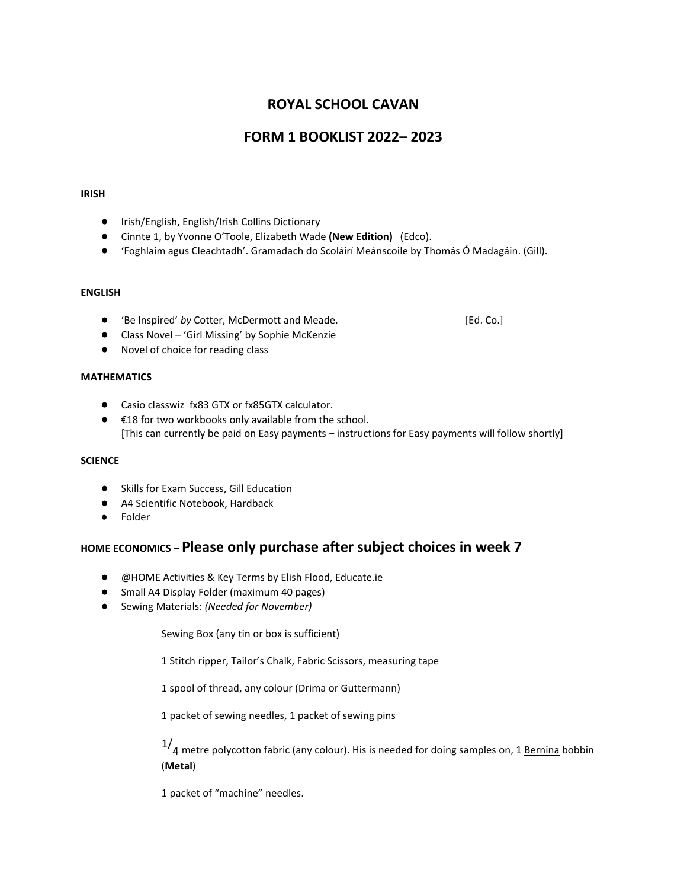# ROYAL SCHOOL CAVAN

## FORM 1 BOOKLIST 2022– 2023

### IRISH

- Irish/English, English/Irish Collins Dictionary
- Cinnte 1, by Yvonne O'Toole, Elizabeth Wade **(New Edition)** (Edco).
- 'Foghlaim agus Cleachtadh'. Gramadach do Scoláirí Meánscoile by Thomás Ó Madagáin. (Gill).

### ENGLISH

- 'Be Inspired' *by* Cotter, McDermott and Meade. [Ed. Co.]
- Class Novel – 'Girl Missing' by Sophie McKenzie
- Novel of choice for reading class

### MATHEMATICS

- Casio classwiz fx83 GTX or fx85GTX calculator.
- €18 for two workbooks only available from the school.
  [This can currently be paid on Easy payments – instructions for Easy payments will follow shortly]

### SCIENCE

- Skills for Exam Success, Gill Education
- A4 Scientific Notebook, Hardback
- Folder

### HOME ECONOMICS – Please only purchase after subject choices in week 7

- @HOME Activities & Key Terms by Elish Flood, Educate.ie
- Small A4 Display Folder (maximum 40 pages)
- Sewing Materials: *(Needed for November)*

  Sewing Box (any tin or box is sufficient)

  1 Stitch ripper, Tailor's Chalk, Fabric Scissors, measuring tape

  1 spool of thread, any colour (Drima or Guttermann)

  1 packet of sewing needles, 1 packet of sewing pins

  1/4 metre polycotton fabric (any colour). His is needed for doing samples on, 1 Bernina bobbin (**Metal**)

  1 packet of "machine" needles.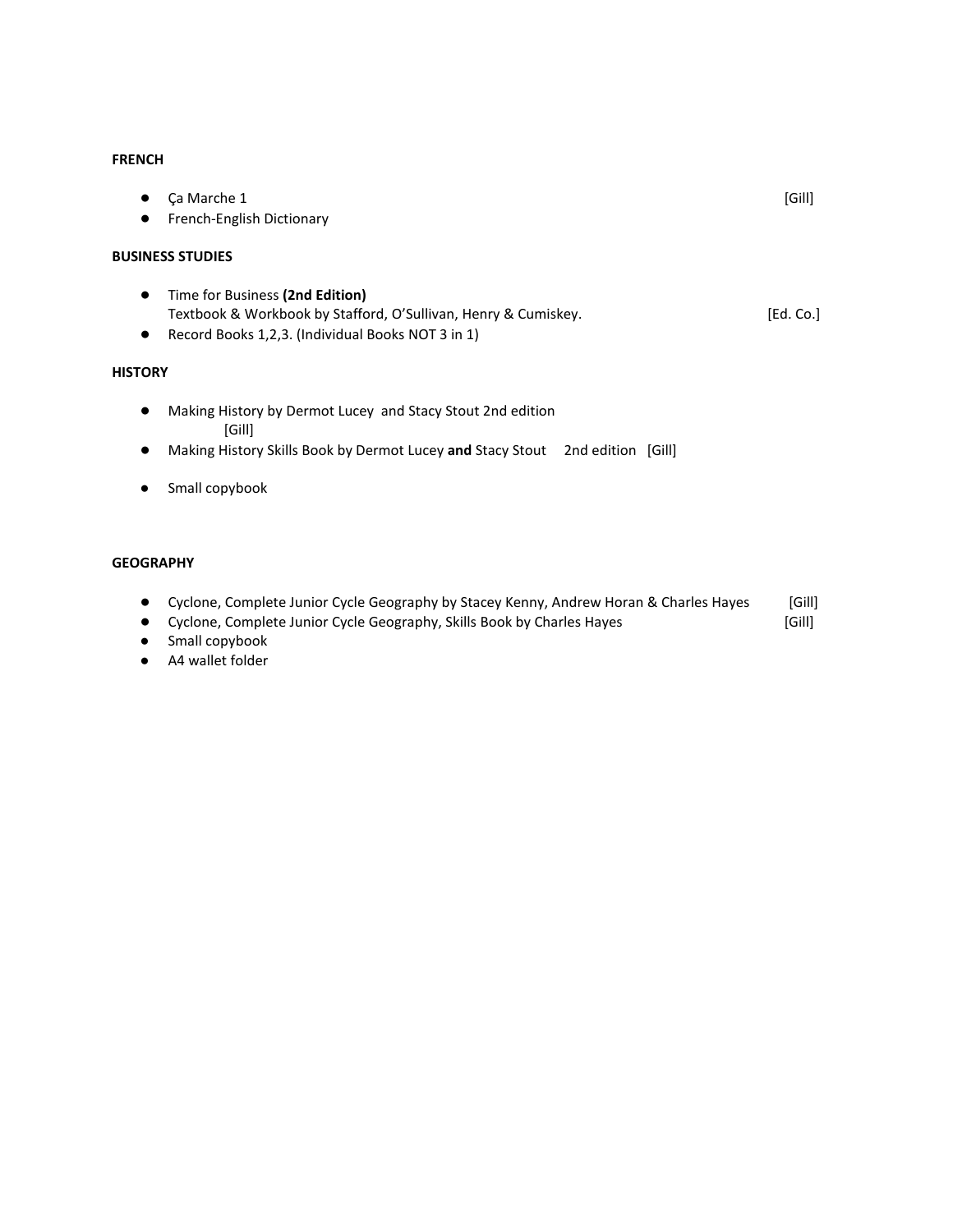**FRENCH**

- Ça Marche 1 [Gill]
- French-English Dictionary

**BUSINESS STUDIES**

- Time for Business **(2nd Edition)**
  Textbook & Workbook by Stafford, O'Sullivan, Henry & Cumiskey. [Ed. Co.]
- Record Books 1,2,3. (Individual Books NOT 3 in 1)

**HISTORY**

- Making History by Dermot Lucey and Stacy Stout 2nd edition
  [Gill]
- Making History Skills Book by Dermot Lucey **and** Stacy Stout 2nd edition [Gill]
- Small copybook

**GEOGRAPHY**

- Cyclone, Complete Junior Cycle Geography by Stacey Kenny, Andrew Horan & Charles Hayes [Gill]
- Cyclone, Complete Junior Cycle Geography, Skills Book by Charles Hayes [Gill]
- Small copybook
- A4 wallet folder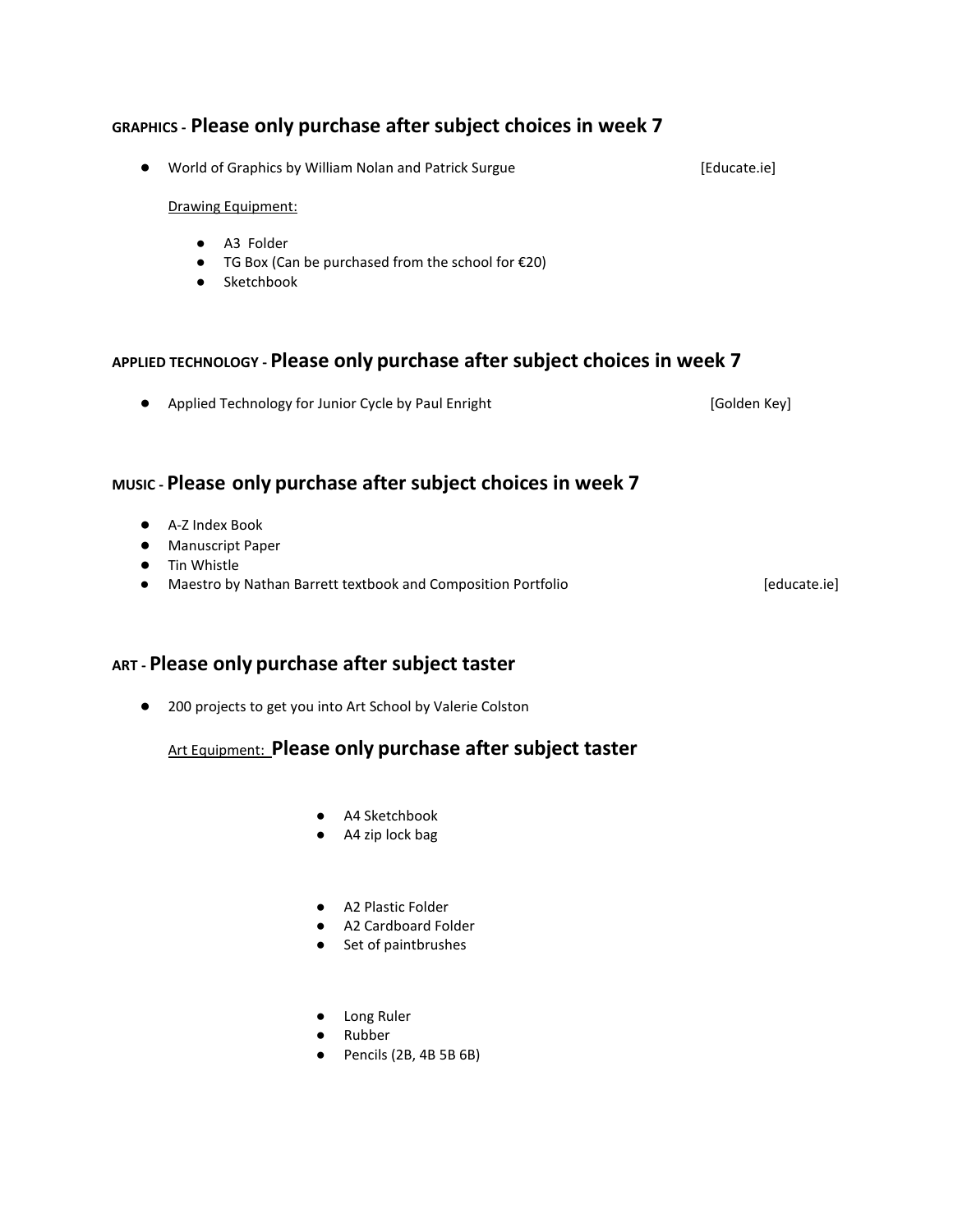## GRAPHICS - **Please only purchase after subject choices in week 7**

- World of Graphics by William Nolan and Patrick Surgue [Educate.ie]

  Drawing Equipment:

  - A3 Folder
  - TG Box (Can be purchased from the school for €20)
  - Sketchbook

## APPLIED TECHNOLOGY - **Please only purchase after subject choices in week 7**

- Applied Technology for Junior Cycle by Paul Enright [Golden Key]

## MUSIC - **Please only purchase after subject choices in week 7**

- A-Z Index Book
- Manuscript Paper
- Tin Whistle
- Maestro by Nathan Barrett textbook and Composition Portfolio [educate.ie]

## ART - **Please only purchase after subject taster**

- 200 projects to get you into Art School by Valerie Colston

  Art Equipment: **Please only purchase after subject taster**

  - A4 Sketchbook
  - A4 zip lock bag

  - A2 Plastic Folder
  - A2 Cardboard Folder
  - Set of paintbrushes

  - Long Ruler
  - Rubber
  - Pencils (2B, 4B 5B 6B)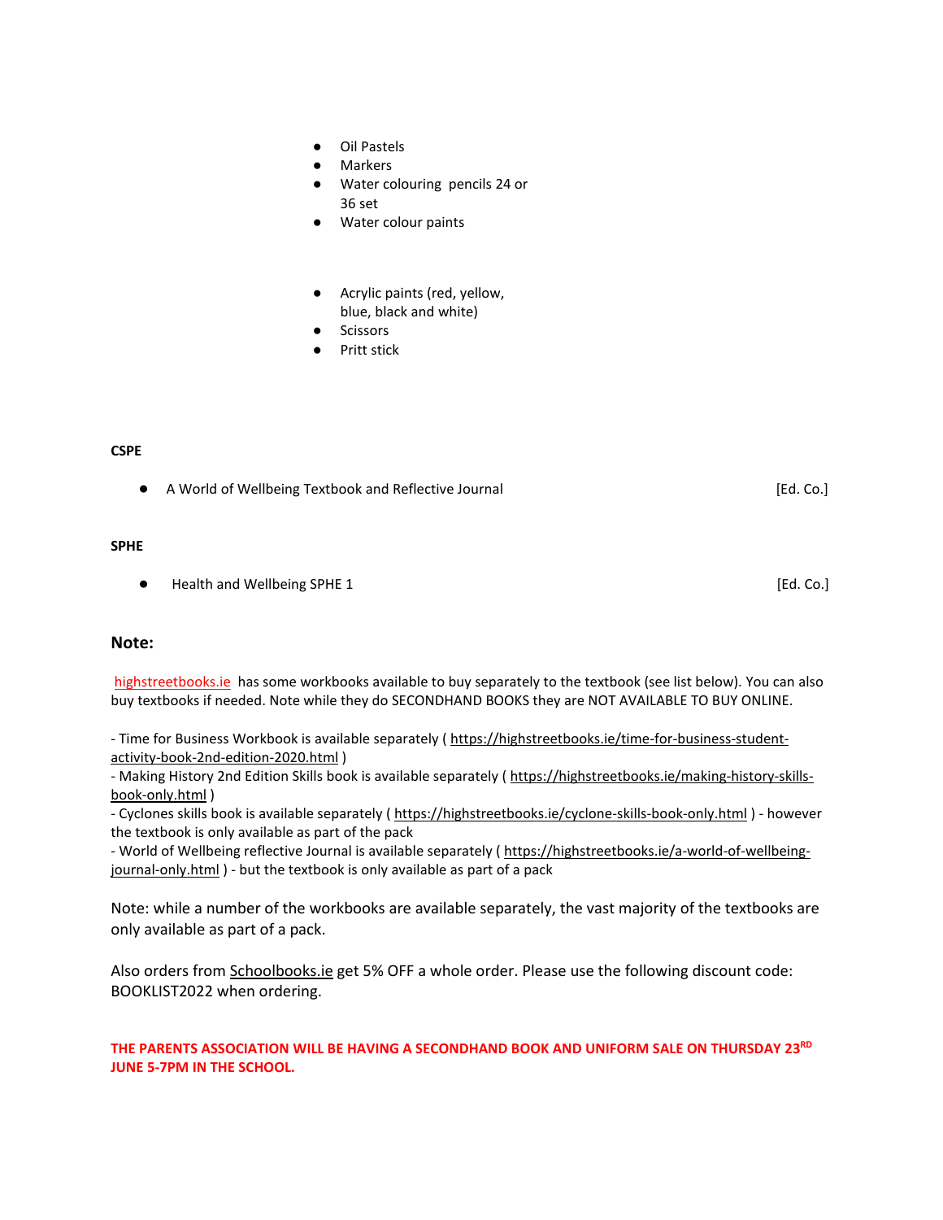- Oil Pastels
- Markers
- Water colouring pencils 24 or 36 set
- Water colour paints

- Acrylic paints (red, yellow, blue, black and white)
- Scissors
- Pritt stick

**CSPE**

- A World of Wellbeing Textbook and Reflective Journal [Ed. Co.]

**SPHE**

- Health and Wellbeing SPHE 1 [Ed. Co.]

## Note:

highstreetbooks.ie has some workbooks available to buy separately to the textbook (see list below). You can also buy textbooks if needed. Note while they do SECONDHAND BOOKS they are NOT AVAILABLE TO BUY ONLINE.

- Time for Business Workbook is available separately ( https://highstreetbooks.ie/time-for-business-student-activity-book-2nd-edition-2020.html )
- Making History 2nd Edition Skills book is available separately ( https://highstreetbooks.ie/making-history-skills-book-only.html )
- Cyclones skills book is available separately ( https://highstreetbooks.ie/cyclone-skills-book-only.html ) - however the textbook is only available as part of the pack
- World of Wellbeing reflective Journal is available separately ( https://highstreetbooks.ie/a-world-of-wellbeing-journal-only.html ) - but the textbook is only available as part of a pack

Note: while a number of the workbooks are available separately, the vast majority of the textbooks are only available as part of a pack.

Also orders from Schoolbooks.ie get 5% OFF a whole order. Please use the following discount code: BOOKLIST2022 when ordering.

**THE PARENTS ASSOCIATION WILL BE HAVING A SECONDHAND BOOK AND UNIFORM SALE ON THURSDAY 23RD JUNE 5-7PM IN THE SCHOOL.**